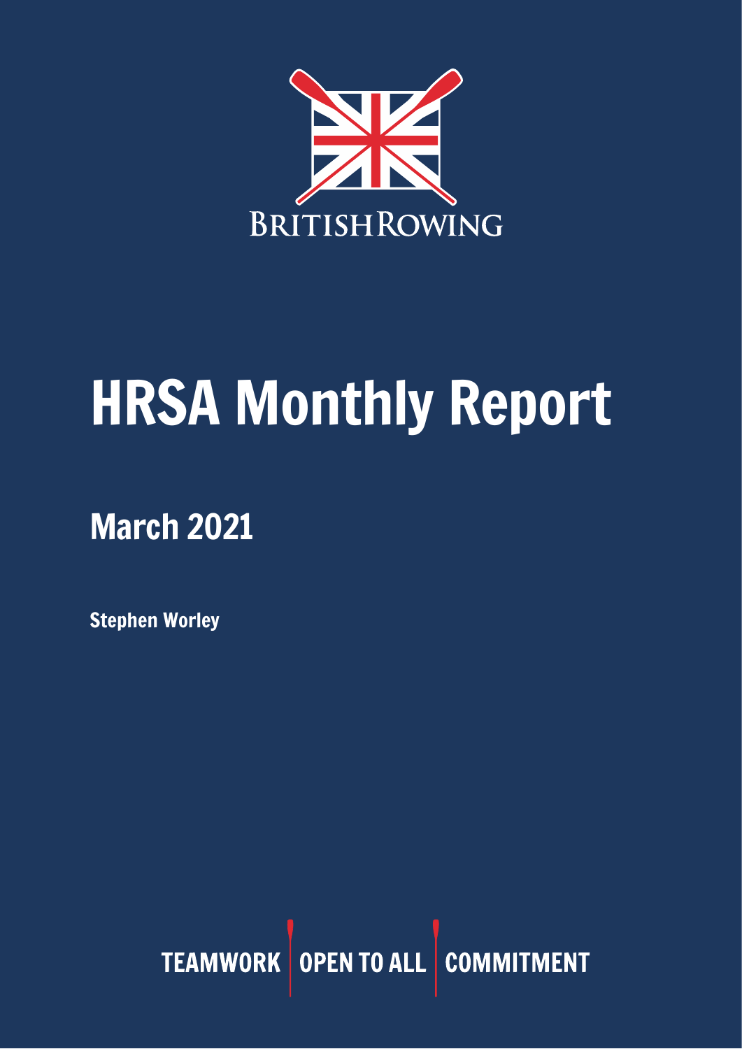BRITISHROWING

# HRSA Monthly Report

## March 2021

**Stephen Worley**

TEAMWORK | OPEN TO ALL | COMMITMENT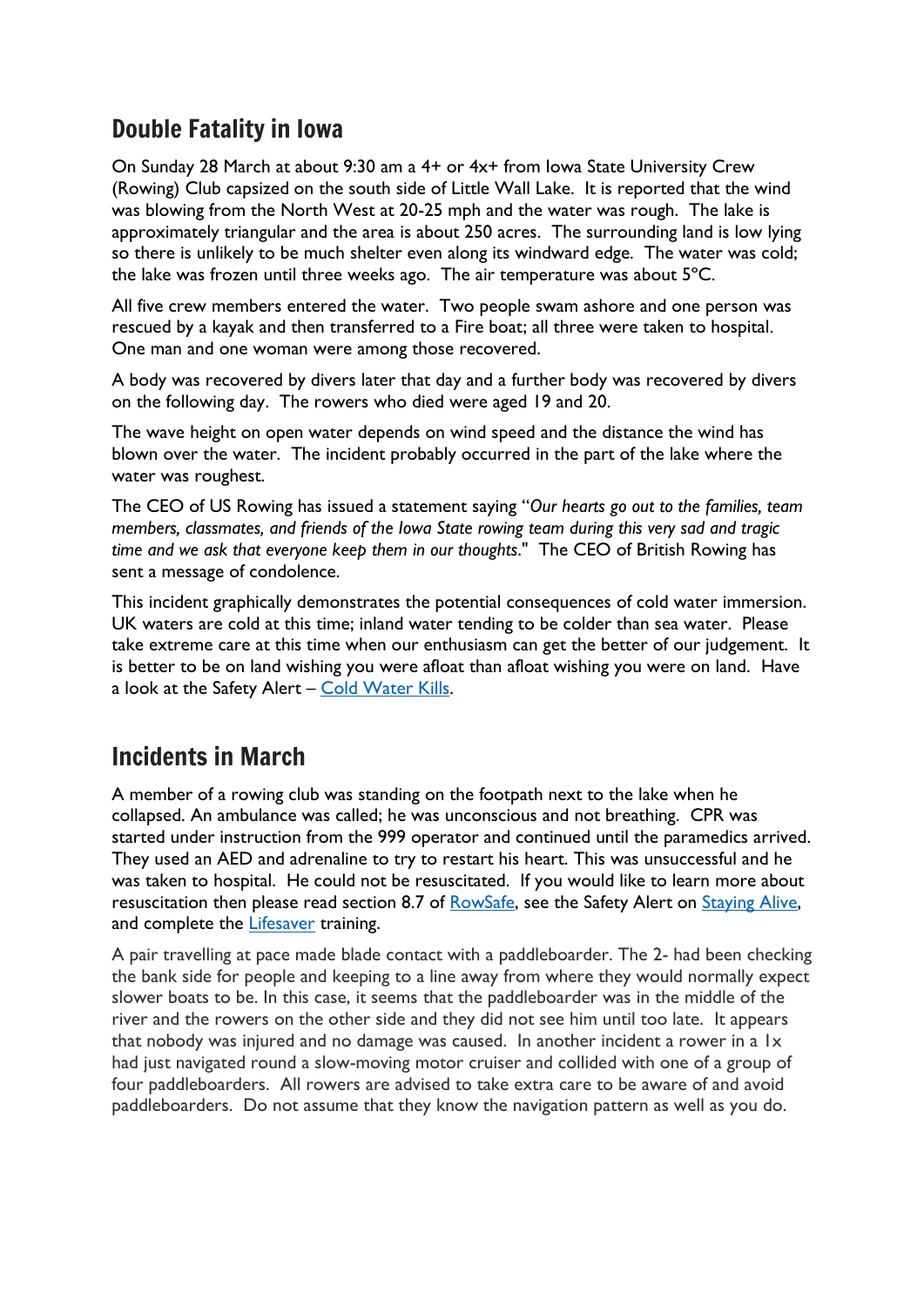## Double Fatality in Iowa

On Sunday 28 March at about 9:30 am a 4+ or 4x+ from Iowa State University Crew (Rowing) Club capsized on the south side of Little Wall Lake. It is reported that the wind was blowing from the North West at 20-25 mph and the water was rough. The lake is approximately triangular and the area is about 250 acres. The surrounding land is low lying so there is unlikely to be much shelter even along its windward edge. The water was cold; the lake was frozen until three weeks ago. The air temperature was about 5°C.

All five crew members entered the water. Two people swam ashore and one person was rescued by a kayak and then transferred to a Fire boat; all three were taken to hospital. One man and one woman were among those recovered.

A body was recovered by divers later that day and a further body was recovered by divers on the following day. The rowers who died were aged 19 and 20.

The wave height on open water depends on wind speed and the distance the wind has blown over the water. The incident probably occurred in the part of the lake where the water was roughest.

The CEO of US Rowing has issued a statement saying "*Our hearts go out to the families, team members, classmates, and friends of the Iowa State rowing team during this very sad and tragic time and we ask that everyone keep them in our thoughts*." The CEO of British Rowing has sent a message of condolence.

This incident graphically demonstrates the potential consequences of cold water immersion. UK waters are cold at this time; inland water tending to be colder than sea water. Please take extreme care at this time when our enthusiasm can get the better of our judgement. It is better to be on land wishing you were afloat than afloat wishing you were on land. Have a look at the Safety Alert – Cold Water Kills.

## Incidents in March

A member of a rowing club was standing on the footpath next to the lake when he collapsed. An ambulance was called; he was unconscious and not breathing. CPR was started under instruction from the 999 operator and continued until the paramedics arrived. They used an AED and adrenaline to try to restart his heart. This was unsuccessful and he was taken to hospital. He could not be resuscitated. If you would like to learn more about resuscitation then please read section 8.7 of RowSafe, see the Safety Alert on Staying Alive, and complete the Lifesaver training.

A pair travelling at pace made blade contact with a paddleboarder. The 2- had been checking the bank side for people and keeping to a line away from where they would normally expect slower boats to be. In this case, it seems that the paddleboarder was in the middle of the river and the rowers on the other side and they did not see him until too late. It appears that nobody was injured and no damage was caused. In another incident a rower in a 1x had just navigated round a slow-moving motor cruiser and collided with one of a group of four paddleboarders. All rowers are advised to take extra care to be aware of and avoid paddleboarders. Do not assume that they know the navigation pattern as well as you do.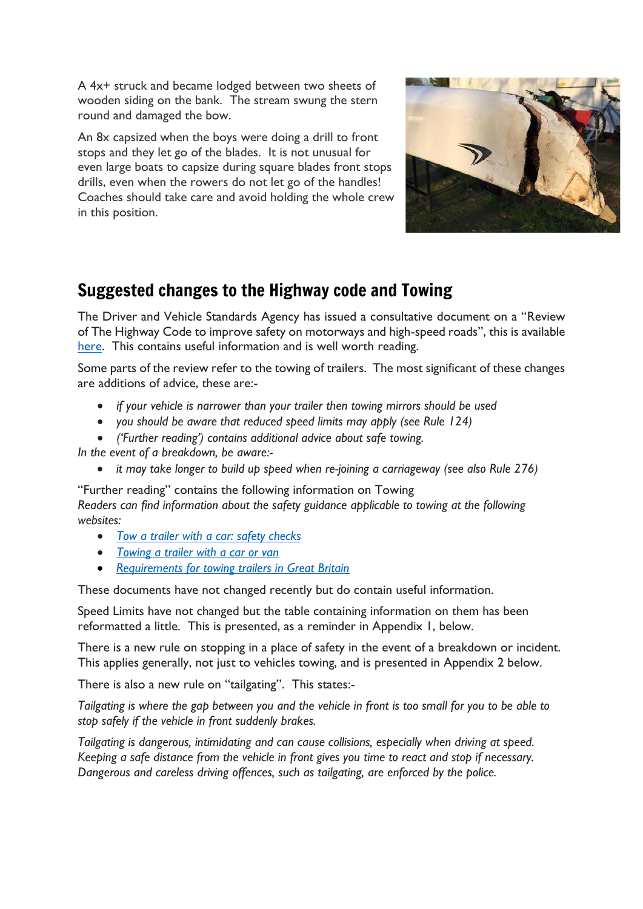A 4x+ struck and became lodged between two sheets of wooden siding on the bank. The stream swung the stern round and damaged the bow.

An 8x capsized when the boys were doing a drill to front stops and they let go of the blades. It is not unusual for even large boats to capsize during square blades front stops drills, even when the rowers do not let go of the handles! Coaches should take care and avoid holding the whole crew in this position.

## Suggested changes to the Highway code and Towing

The Driver and Vehicle Standards Agency has issued a consultative document on a "Review of The Highway Code to improve safety on motorways and high-speed roads", this is available here. This contains useful information and is well worth reading.

Some parts of the review refer to the towing of trailers. The most significant of these changes are additions of advice, these are:-

- *if your vehicle is narrower than your trailer then towing mirrors should be used*
- *you should be aware that reduced speed limits may apply (see Rule 124)*
- *('Further reading') contains additional advice about safe towing.*

*In the event of a breakdown, be aware:-*

- *it may take longer to build up speed when re-joining a carriageway (see also Rule 276)*

"Further reading" contains the following information on Towing
*Readers can find information about the safety guidance applicable to towing at the following websites:*

- *Tow a trailer with a car: safety checks*
- *Towing a trailer with a car or van*
- *Requirements for towing trailers in Great Britain*

These documents have not changed recently but do contain useful information.

Speed Limits have not changed but the table containing information on them has been reformatted a little. This is presented, as a reminder in Appendix 1, below.

There is a new rule on stopping in a place of safety in the event of a breakdown or incident. This applies generally, not just to vehicles towing, and is presented in Appendix 2 below.

There is also a new rule on "tailgating". This states:-

*Tailgating is where the gap between you and the vehicle in front is too small for you to be able to stop safely if the vehicle in front suddenly brakes.*

*Tailgating is dangerous, intimidating and can cause collisions, especially when driving at speed. Keeping a safe distance from the vehicle in front gives you time to react and stop if necessary. Dangerous and careless driving offences, such as tailgating, are enforced by the police.*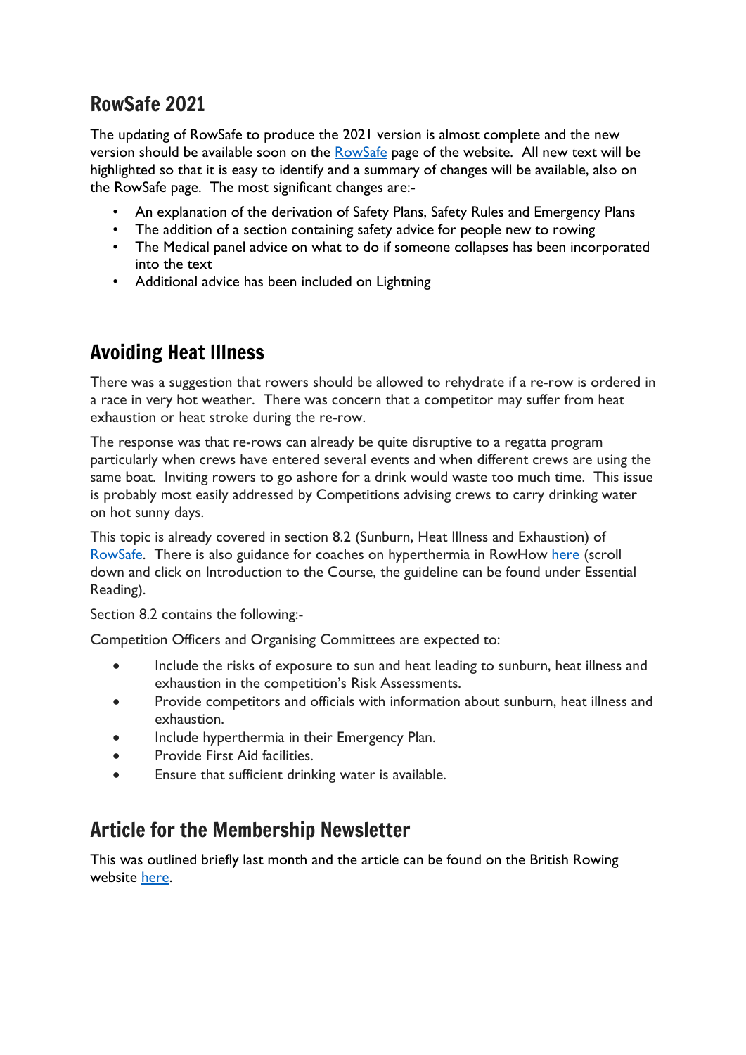## RowSafe 2021

The updating of RowSafe to produce the 2021 version is almost complete and the new version should be available soon on the RowSafe page of the website. All new text will be highlighted so that it is easy to identify and a summary of changes will be available, also on the RowSafe page. The most significant changes are:-

- An explanation of the derivation of Safety Plans, Safety Rules and Emergency Plans
- The addition of a section containing safety advice for people new to rowing
- The Medical panel advice on what to do if someone collapses has been incorporated into the text
- Additional advice has been included on Lightning

## Avoiding Heat Illness

There was a suggestion that rowers should be allowed to rehydrate if a re-row is ordered in a race in very hot weather. There was concern that a competitor may suffer from heat exhaustion or heat stroke during the re-row.

The response was that re-rows can already be quite disruptive to a regatta program particularly when crews have entered several events and when different crews are using the same boat. Inviting rowers to go ashore for a drink would waste too much time. This issue is probably most easily addressed by Competitions advising crews to carry drinking water on hot sunny days.

This topic is already covered in section 8.2 (Sunburn, Heat Illness and Exhaustion) of RowSafe. There is also guidance for coaches on hyperthermia in RowHow here (scroll down and click on Introduction to the Course, the guideline can be found under Essential Reading).

Section 8.2 contains the following:-

Competition Officers and Organising Committees are expected to:

- Include the risks of exposure to sun and heat leading to sunburn, heat illness and exhaustion in the competition's Risk Assessments.
- Provide competitors and officials with information about sunburn, heat illness and exhaustion.
- Include hyperthermia in their Emergency Plan.
- Provide First Aid facilities.
- Ensure that sufficient drinking water is available.

## Article for the Membership Newsletter

This was outlined briefly last month and the article can be found on the British Rowing website here.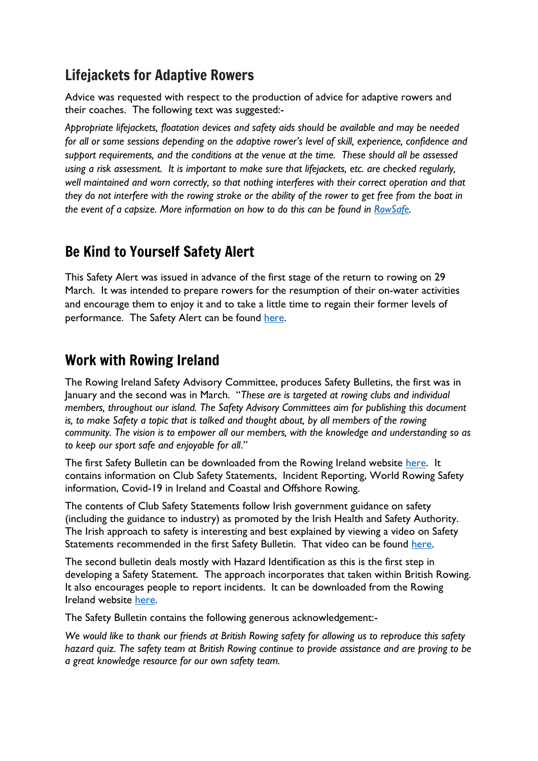## Lifejackets for Adaptive Rowers

Advice was requested with respect to the production of advice for adaptive rowers and their coaches. The following text was suggested:-

*Appropriate lifejackets, floatation devices and safety aids should be available and may be needed for all or some sessions depending on the adaptive rower's level of skill, experience, confidence and support requirements, and the conditions at the venue at the time. These should all be assessed using a risk assessment. It is important to make sure that lifejackets, etc. are checked regularly, well maintained and worn correctly, so that nothing interferes with their correct operation and that they do not interfere with the rowing stroke or the ability of the rower to get free from the boat in the event of a capsize. More information on how to do this can be found in RowSafe.*

## Be Kind to Yourself Safety Alert

This Safety Alert was issued in advance of the first stage of the return to rowing on 29 March. It was intended to prepare rowers for the resumption of their on-water activities and encourage them to enjoy it and to take a little time to regain their former levels of performance. The Safety Alert can be found here.

## Work with Rowing Ireland

The Rowing Ireland Safety Advisory Committee, produces Safety Bulletins, the first was in January and the second was in March. "*These are is targeted at rowing clubs and individual members, throughout our island. The Safety Advisory Committees aim for publishing this document is, to make Safety a topic that is talked and thought about, by all members of the rowing community. The vision is to empower all our members, with the knowledge and understanding so as to keep our sport safe and enjoyable for all.*"

The first Safety Bulletin can be downloaded from the Rowing Ireland website here. It contains information on Club Safety Statements, Incident Reporting, World Rowing Safety information, Covid-19 in Ireland and Coastal and Offshore Rowing.

The contents of Club Safety Statements follow Irish government guidance on safety (including the guidance to industry) as promoted by the Irish Health and Safety Authority. The Irish approach to safety is interesting and best explained by viewing a video on Safety Statements recommended in the first Safety Bulletin. That video can be found here.

The second bulletin deals mostly with Hazard Identification as this is the first step in developing a Safety Statement. The approach incorporates that taken within British Rowing. It also encourages people to report incidents. It can be downloaded from the Rowing Ireland website here.

The Safety Bulletin contains the following generous acknowledgement:-

*We would like to thank our friends at British Rowing safety for allowing us to reproduce this safety hazard quiz. The safety team at British Rowing continue to provide assistance and are proving to be a great knowledge resource for our own safety team.*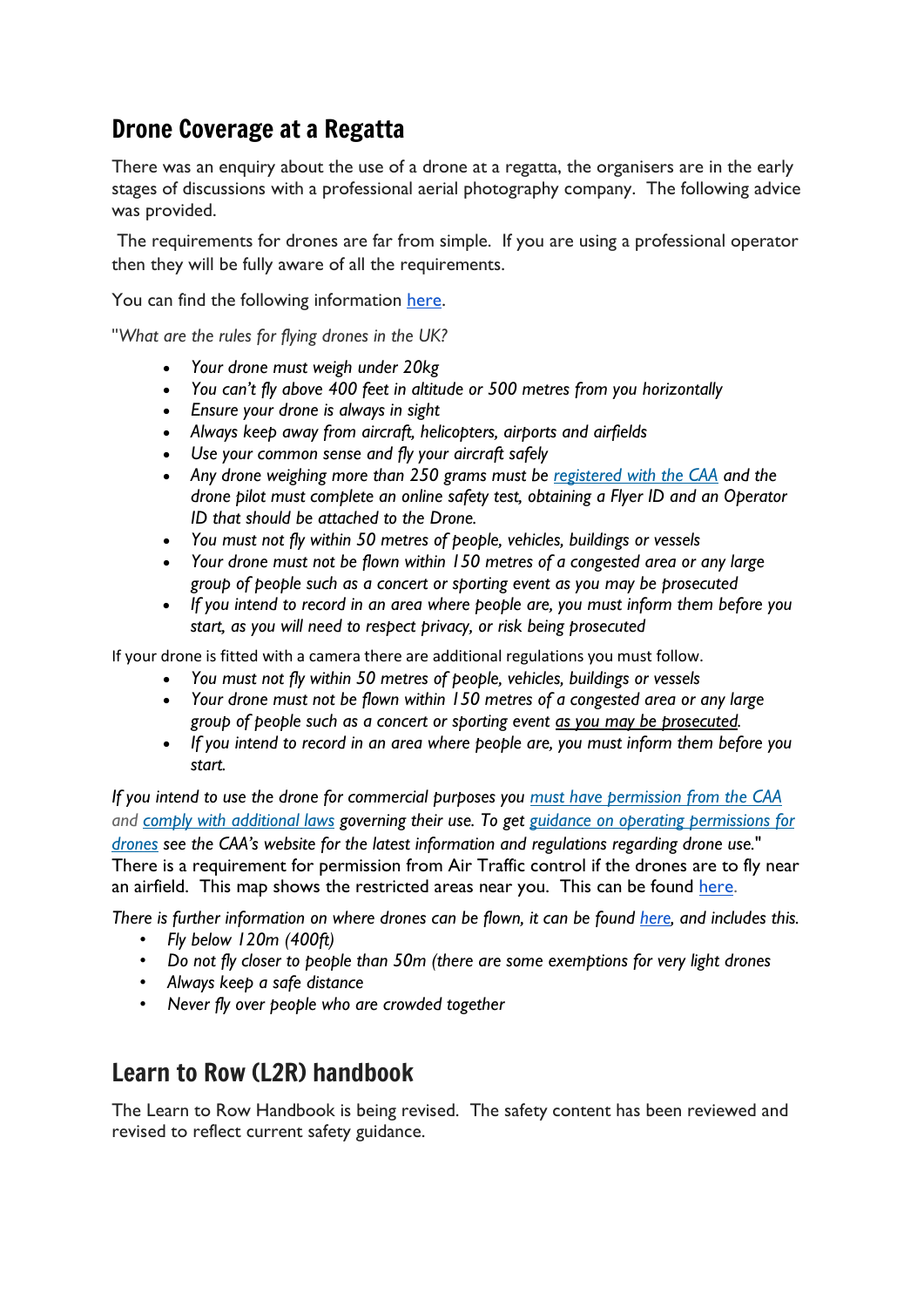## Drone Coverage at a Regatta

There was an enquiry about the use of a drone at a regatta, the organisers are in the early stages of discussions with a professional aerial photography company. The following advice was provided.

The requirements for drones are far from simple. If you are using a professional operator then they will be fully aware of all the requirements.

You can find the following information here.

"*What are the rules for flying drones in the UK?*

- *Your drone must weigh under 20kg*
- *You can't fly above 400 feet in altitude or 500 metres from you horizontally*
- *Ensure your drone is always in sight*
- *Always keep away from aircraft, helicopters, airports and airfields*
- *Use your common sense and fly your aircraft safely*
- *Any drone weighing more than 250 grams must be registered with the CAA and the drone pilot must complete an online safety test, obtaining a Flyer ID and an Operator ID that should be attached to the Drone.*
- *You must not fly within 50 metres of people, vehicles, buildings or vessels*
- *Your drone must not be flown within 150 metres of a congested area or any large group of people such as a concert or sporting event as you may be prosecuted*
- *If you intend to record in an area where people are, you must inform them before you start, as you will need to respect privacy, or risk being prosecuted*

If your drone is fitted with a camera there are additional regulations you must follow.

- *You must not fly within 50 metres of people, vehicles, buildings or vessels*
- *Your drone must not be flown within 150 metres of a congested area or any large group of people such as a concert or sporting event as you may be prosecuted.*
- *If you intend to record in an area where people are, you must inform them before you start.*

*If you intend to use the drone for commercial purposes you must have permission from the CAA and comply with additional laws governing their use. To get guidance on operating permissions for drones see the CAA's website for the latest information and regulations regarding drone use.*"
There is a requirement for permission from Air Traffic control if the drones are to fly near an airfield. This map shows the restricted areas near you. This can be found here.

*There is further information on where drones can be flown, it can be found here, and includes this.*

- *Fly below 120m (400ft)*
- *Do not fly closer to people than 50m (there are some exemptions for very light drones*
- *Always keep a safe distance*
- *Never fly over people who are crowded together*

## Learn to Row (L2R) handbook

The Learn to Row Handbook is being revised. The safety content has been reviewed and revised to reflect current safety guidance.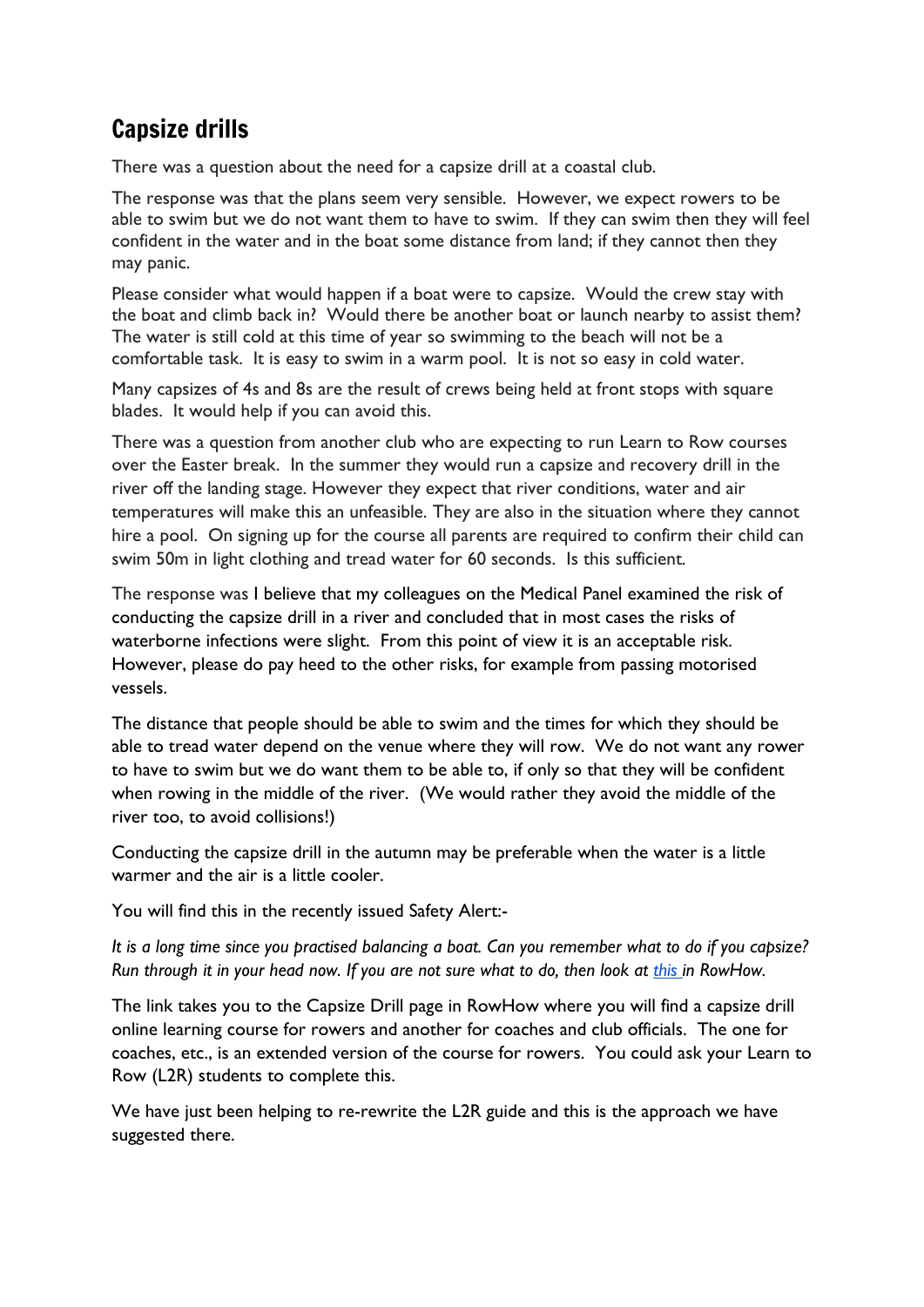## Capsize drills

There was a question about the need for a capsize drill at a coastal club.

The response was that the plans seem very sensible. However, we expect rowers to be able to swim but we do not want them to have to swim. If they can swim then they will feel confident in the water and in the boat some distance from land; if they cannot then they may panic.

Please consider what would happen if a boat were to capsize. Would the crew stay with the boat and climb back in? Would there be another boat or launch nearby to assist them? The water is still cold at this time of year so swimming to the beach will not be a comfortable task. It is easy to swim in a warm pool. It is not so easy in cold water.

Many capsizes of 4s and 8s are the result of crews being held at front stops with square blades. It would help if you can avoid this.

There was a question from another club who are expecting to run Learn to Row courses over the Easter break. In the summer they would run a capsize and recovery drill in the river off the landing stage. However they expect that river conditions, water and air temperatures will make this an unfeasible. They are also in the situation where they cannot hire a pool. On signing up for the course all parents are required to confirm their child can swim 50m in light clothing and tread water for 60 seconds. Is this sufficient.

The response was I believe that my colleagues on the Medical Panel examined the risk of conducting the capsize drill in a river and concluded that in most cases the risks of waterborne infections were slight. From this point of view it is an acceptable risk. However, please do pay heed to the other risks, for example from passing motorised vessels.

The distance that people should be able to swim and the times for which they should be able to tread water depend on the venue where they will row. We do not want any rower to have to swim but we do want them to be able to, if only so that they will be confident when rowing in the middle of the river. (We would rather they avoid the middle of the river too, to avoid collisions!)

Conducting the capsize drill in the autumn may be preferable when the water is a little warmer and the air is a little cooler.

You will find this in the recently issued Safety Alert:-

*It is a long time since you practised balancing a boat. Can you remember what to do if you capsize? Run through it in your head now. If you are not sure what to do, then look at [this](#) in RowHow.*

The link takes you to the Capsize Drill page in RowHow where you will find a capsize drill online learning course for rowers and another for coaches and club officials. The one for coaches, etc., is an extended version of the course for rowers. You could ask your Learn to Row (L2R) students to complete this.

We have just been helping to re-rewrite the L2R guide and this is the approach we have suggested there.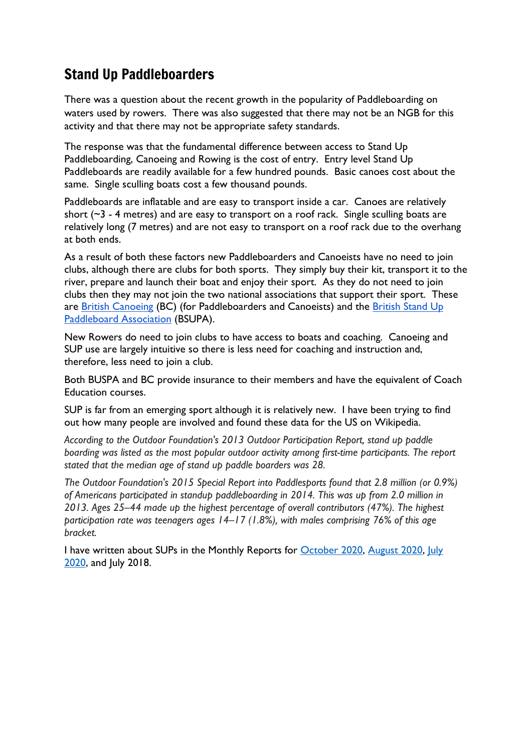## Stand Up Paddleboarders

There was a question about the recent growth in the popularity of Paddleboarding on waters used by rowers. There was also suggested that there may not be an NGB for this activity and that there may not be appropriate safety standards.

The response was that the fundamental difference between access to Stand Up Paddleboarding, Canoeing and Rowing is the cost of entry. Entry level Stand Up Paddleboards are readily available for a few hundred pounds. Basic canoes cost about the same. Single sculling boats cost a few thousand pounds.

Paddleboards are inflatable and are easy to transport inside a car. Canoes are relatively short (~3 - 4 metres) and are easy to transport on a roof rack. Single sculling boats are relatively long (7 metres) and are not easy to transport on a roof rack due to the overhang at both ends.

As a result of both these factors new Paddleboarders and Canoeists have no need to join clubs, although there are clubs for both sports. They simply buy their kit, transport it to the river, prepare and launch their boat and enjoy their sport. As they do not need to join clubs then they may not join the two national associations that support their sport. These are British Canoeing (BC) (for Paddleboarders and Canoeists) and the British Stand Up Paddleboard Association (BSUPA).

New Rowers do need to join clubs to have access to boats and coaching. Canoeing and SUP use are largely intuitive so there is less need for coaching and instruction and, therefore, less need to join a club.

Both BUSPA and BC provide insurance to their members and have the equivalent of Coach Education courses.

SUP is far from an emerging sport although it is relatively new. I have been trying to find out how many people are involved and found these data for the US on Wikipedia.

*According to the Outdoor Foundation's 2013 Outdoor Participation Report, stand up paddle boarding was listed as the most popular outdoor activity among first-time participants. The report stated that the median age of stand up paddle boarders was 28.*

*The Outdoor Foundation's 2015 Special Report into Paddlesports found that 2.8 million (or 0.9%) of Americans participated in standup paddleboarding in 2014. This was up from 2.0 million in 2013. Ages 25–44 made up the highest percentage of overall contributors (47%). The highest participation rate was teenagers ages 14–17 (1.8%), with males comprising 76% of this age bracket.*

I have written about SUPs in the Monthly Reports for October 2020, August 2020, July 2020, and July 2018.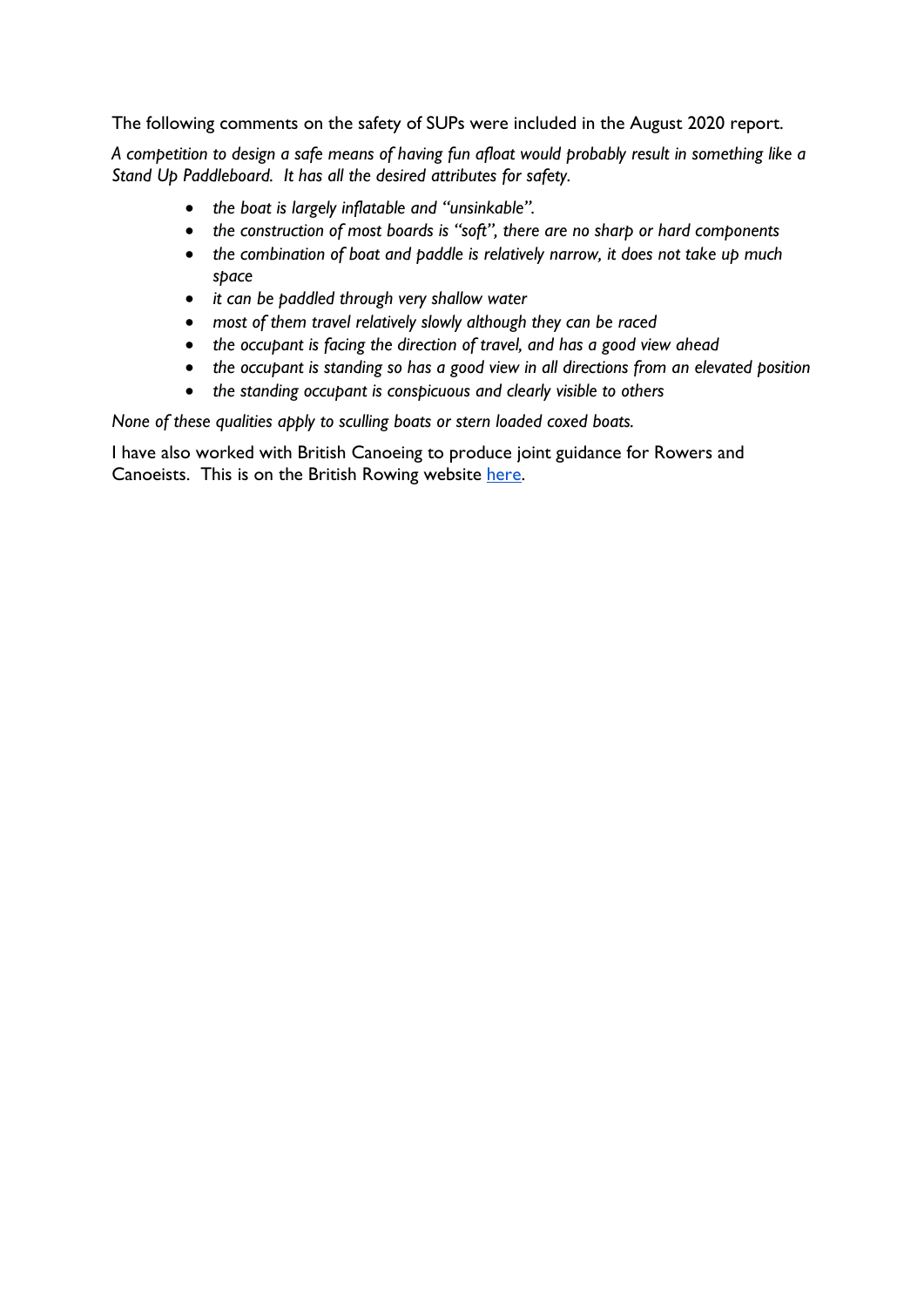The following comments on the safety of SUPs were included in the August 2020 report.

*A competition to design a safe means of having fun afloat would probably result in something like a Stand Up Paddleboard. It has all the desired attributes for safety.*

- *the boat is largely inflatable and "unsinkable".*
- *the construction of most boards is "soft", there are no sharp or hard components*
- *the combination of boat and paddle is relatively narrow, it does not take up much space*
- *it can be paddled through very shallow water*
- *most of them travel relatively slowly although they can be raced*
- *the occupant is facing the direction of travel, and has a good view ahead*
- *the occupant is standing so has a good view in all directions from an elevated position*
- *the standing occupant is conspicuous and clearly visible to others*

*None of these qualities apply to sculling boats or stern loaded coxed boats.*

I have also worked with British Canoeing to produce joint guidance for Rowers and Canoeists. This is on the British Rowing website here.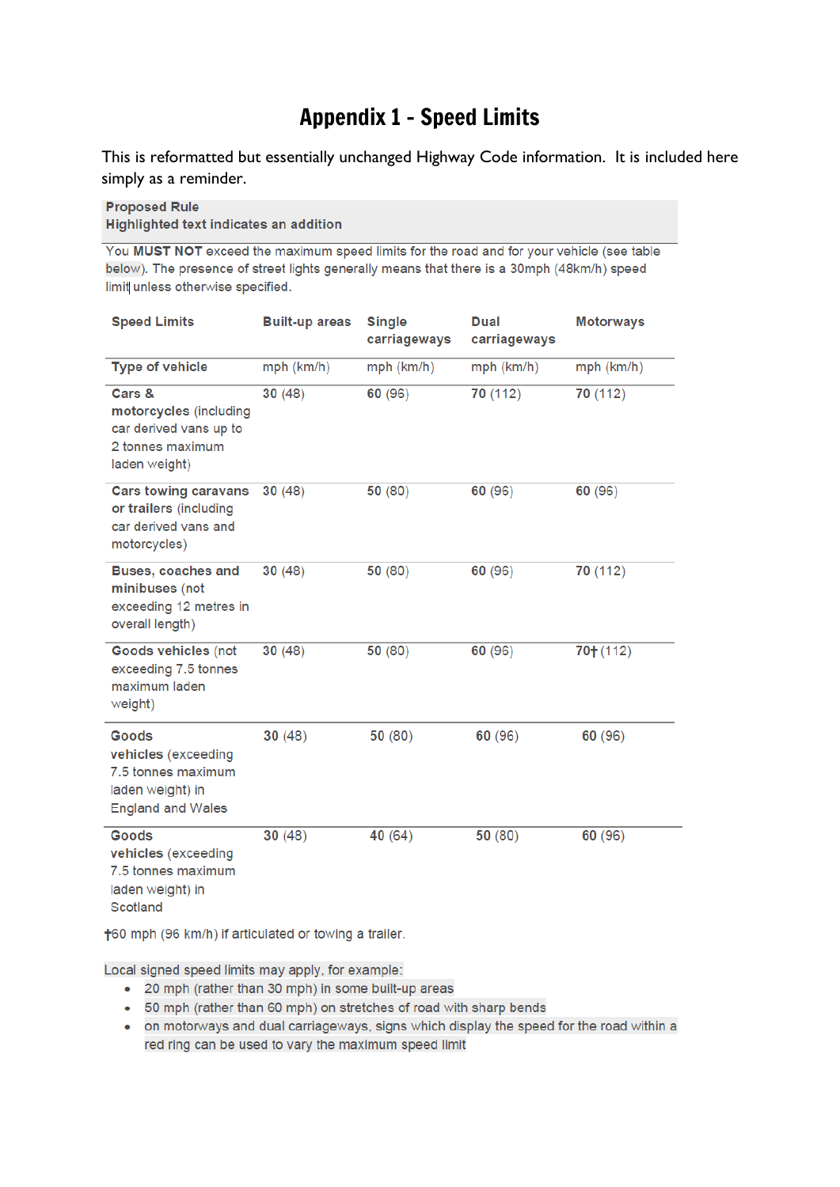# Appendix 1 - Speed Limits

This is reformatted but essentially unchanged Highway Code information. It is included here simply as a reminder.

**Proposed Rule**
**Highlighted text indicates an addition**

You **MUST NOT** exceed the maximum speed limits for the road and for your vehicle (see table below). The presence of street lights generally means that there is a 30mph (48km/h) speed limit unless otherwise specified.

| **Speed Limits** | **Built-up areas** | **Single carriageways** | **Dual carriageways** | **Motorways** |
|---|---|---|---|---|
| **Type of vehicle** | mph (km/h) | mph (km/h) | mph (km/h) | mph (km/h) |
| **Cars & motorcycles** (including car derived vans up to 2 tonnes maximum laden weight) | **30** (48) | **60** (96) | **70** (112) | **70** (112) |
| **Cars towing caravans or trailers** (including car derived vans and motorcycles) | **30** (48) | **50** (80) | **60** (96) | **60** (96) |
| **Buses, coaches and minibuses** (not exceeding 12 metres in overall length) | **30** (48) | **50** (80) | **60** (96) | **70** (112) |
| **Goods vehicles** (not exceeding 7.5 tonnes maximum laden weight) | **30** (48) | **50** (80) | **60** (96) | **70†** (112) |
| **Goods vehicles** (exceeding 7.5 tonnes maximum laden weight) in England and Wales | **30** (48) | **50** (80) | **60** (96) | **60** (96) |
| **Goods vehicles** (exceeding 7.5 tonnes maximum laden weight) in Scotland | **30** (48) | **40** (64) | **50** (80) | **60** (96) |

†60 mph (96 km/h) if articulated or towing a trailer.

Local signed speed limits may apply, for example:

- 20 mph (rather than 30 mph) in some built-up areas
- 50 mph (rather than 60 mph) on stretches of road with sharp bends
- on motorways and dual carriageways, signs which display the speed for the road within a red ring can be used to vary the maximum speed limit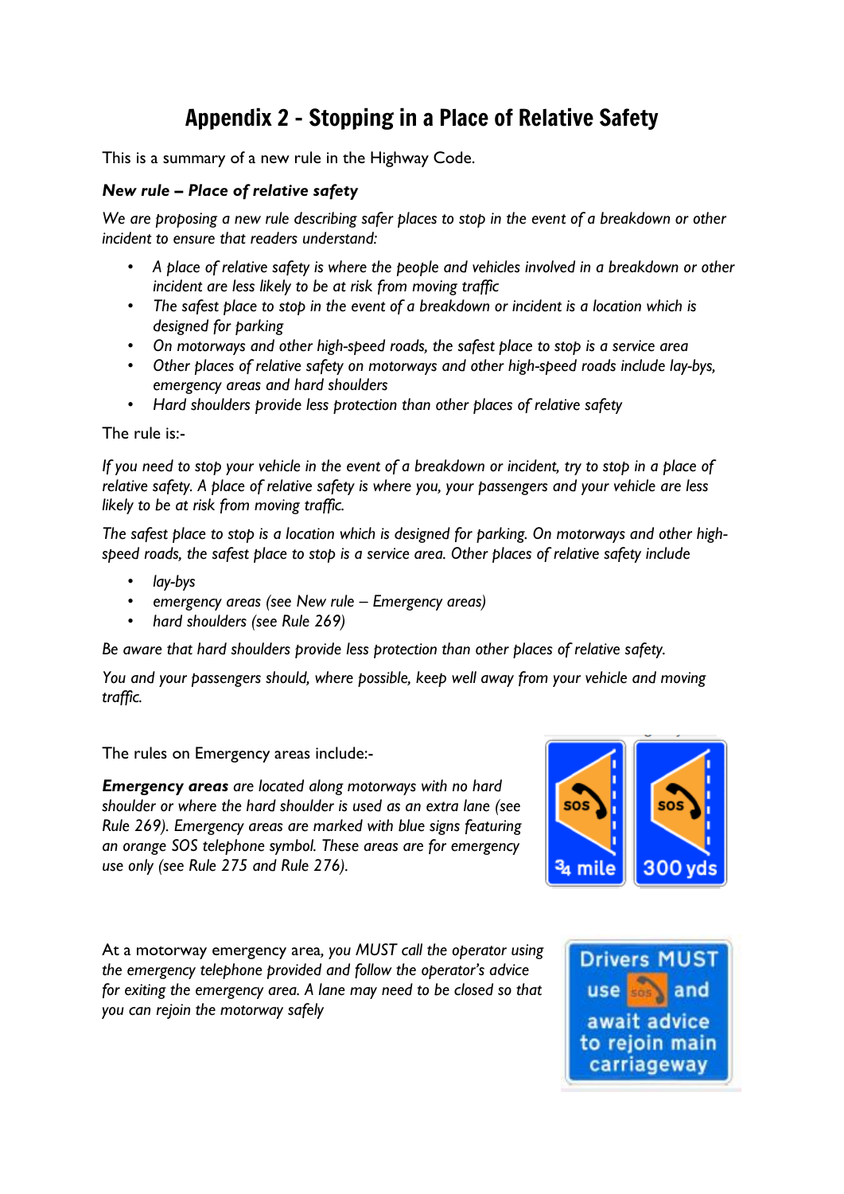# Appendix 2 - Stopping in a Place of Relative Safety

This is a summary of a new rule in the Highway Code.

***New rule – Place of relative safety***

*We are proposing a new rule describing safer places to stop in the event of a breakdown or other incident to ensure that readers understand:*

- *A place of relative safety is where the people and vehicles involved in a breakdown or other incident are less likely to be at risk from moving traffic*
- *The safest place to stop in the event of a breakdown or incident is a location which is designed for parking*
- *On motorways and other high-speed roads, the safest place to stop is a service area*
- *Other places of relative safety on motorways and other high-speed roads include lay-bys, emergency areas and hard shoulders*
- *Hard shoulders provide less protection than other places of relative safety*

The rule is:-

*If you need to stop your vehicle in the event of a breakdown or incident, try to stop in a place of relative safety. A place of relative safety is where you, your passengers and your vehicle are less likely to be at risk from moving traffic.*

*The safest place to stop is a location which is designed for parking. On motorways and other high-speed roads, the safest place to stop is a service area. Other places of relative safety include*

- *lay-bys*
- *emergency areas (see New rule – Emergency areas)*
- *hard shoulders (see Rule 269)*

*Be aware that hard shoulders provide less protection than other places of relative safety.*

*You and your passengers should, where possible, keep well away from your vehicle and moving traffic.*

The rules on Emergency areas include:-

***Emergency areas*** *are located along motorways with no hard shoulder or where the hard shoulder is used as an extra lane (see Rule 269). Emergency areas are marked with blue signs featuring an orange SOS telephone symbol. These areas are for emergency use only (see Rule 275 and Rule 276).*

SOS ¾ mile

SOS 300 yds

At a motorway emergency area, *you MUST call the operator using the emergency telephone provided and follow the operator's advice for exiting the emergency area. A lane may need to be closed so that you can rejoin the motorway safely*

Drivers MUST use SOS and await advice to rejoin main carriageway